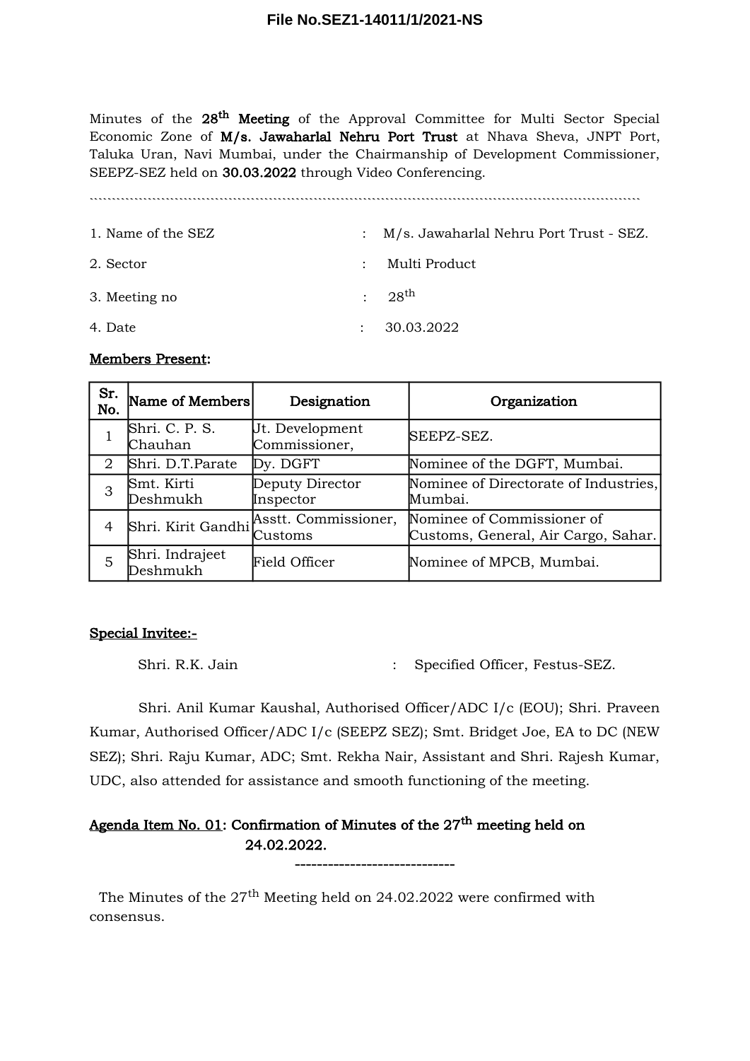Minutes of the **28th Meeting** of the Approval Committee for Multi Sector Special Economic Zone of **M/s. Jawaharlal Nehru Port Trust** at Nhava Sheva, JNPT Port, Taluka Uran, Navi Mumbai, under the Chairmanship of Development Commissioner, SEEPZ-SEZ held on **30.03.2022** through Video Conferencing.

1. Name of the SEZ : M/s. Jawaharlal Nehru Port Trust - SEZ.
2. Sector : Multi Product
3. Meeting no : 28th
4. Date : 30.03.2022

**Members Present:**

| Sr. No. | Name of Members | Designation | Organization |
|---|---|---|---|
| 1 | Shri. C. P. S. Chauhan | Jt. Development Commissioner, | SEEPZ-SEZ. |
| 2 | Shri. D.T.Parate | Dy. DGFT | Nominee of the DGFT, Mumbai. |
| 3 | Smt. Kirti Deshmukh | Deputy Director Inspector | Nominee of Directorate of Industries, Mumbai. |
| 4 | Shri. Kirit Gandhi | Asstt. Commissioner, Customs | Nominee of Commissioner of Customs, General, Air Cargo, Sahar. |
| 5 | Shri. Indrajeet Deshmukh | Field Officer | Nominee of MPCB, Mumbai. |

**Special Invitee:-**

Shri. R.K. Jain : Specified Officer, Festus-SEZ.

Shri. Anil Kumar Kaushal, Authorised Officer/ADC I/c (EOU); Shri. Praveen Kumar, Authorised Officer/ADC I/c (SEEPZ SEZ); Smt. Bridget Joe, EA to DC (NEW SEZ); Shri. Raju Kumar, ADC; Smt. Rekha Nair, Assistant and Shri. Rajesh Kumar, UDC, also attended for assistance and smooth functioning of the meeting.

**Agenda Item No. 01: Confirmation of Minutes of the 27th meeting held on 24.02.2022.**

The Minutes of the 27th Meeting held on 24.02.2022 were confirmed with consensus.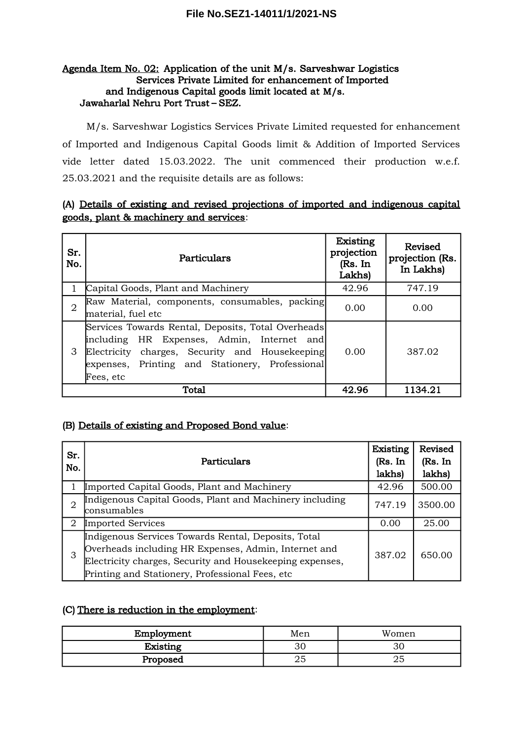**Agenda Item No. 02: Application of the unit M/s. Sarveshwar Logistics Services Private Limited for enhancement of Imported and Indigenous Capital goods limit located at M/s. Jawaharlal Nehru Port Trust – SEZ.**

M/s. Sarveshwar Logistics Services Private Limited requested for enhancement of Imported and Indigenous Capital Goods limit & Addition of Imported Services vide letter dated 15.03.2022. The unit commenced their production w.e.f. 25.03.2021 and the requisite details are as follows:

**(A) Details of existing and revised projections of imported and indigenous capital goods, plant & machinery and services:**

| Sr. No. | Particulars | Existing projection (Rs. In Lakhs) | Revised projection (Rs. In Lakhs) |
|---|---|---|---|
| 1 | Capital Goods, Plant and Machinery | 42.96 | 747.19 |
| 2 | Raw Material, components, consumables, packing material, fuel etc | 0.00 | 0.00 |
| 3 | Services Towards Rental, Deposits, Total Overheads including HR Expenses, Admin, Internet and Electricity charges, Security and Housekeeping expenses, Printing and Stationery, Professional Fees, etc | 0.00 | 387.02 |
| | **Total** | **42.96** | **1134.21** |

**(B) Details of existing and Proposed Bond value:**

| Sr. No. | Particulars | Existing (Rs. In lakhs) | Revised (Rs. In lakhs) |
|---|---|---|---|
| 1 | Imported Capital Goods, Plant and Machinery | 42.96 | 500.00 |
| 2 | Indigenous Capital Goods, Plant and Machinery including consumables | 747.19 | 3500.00 |
| 2 | Imported Services | 0.00 | 25.00 |
| 3 | Indigenous Services Towards Rental, Deposits, Total Overheads including HR Expenses, Admin, Internet and Electricity charges, Security and Housekeeping expenses, Printing and Stationery, Professional Fees, etc | 387.02 | 650.00 |

**(C) There is reduction in the employment:**

| Employment | Men | Women |
|---|---|---|
| **Existing** | 30 | 30 |
| **Proposed** | 25 | 25 |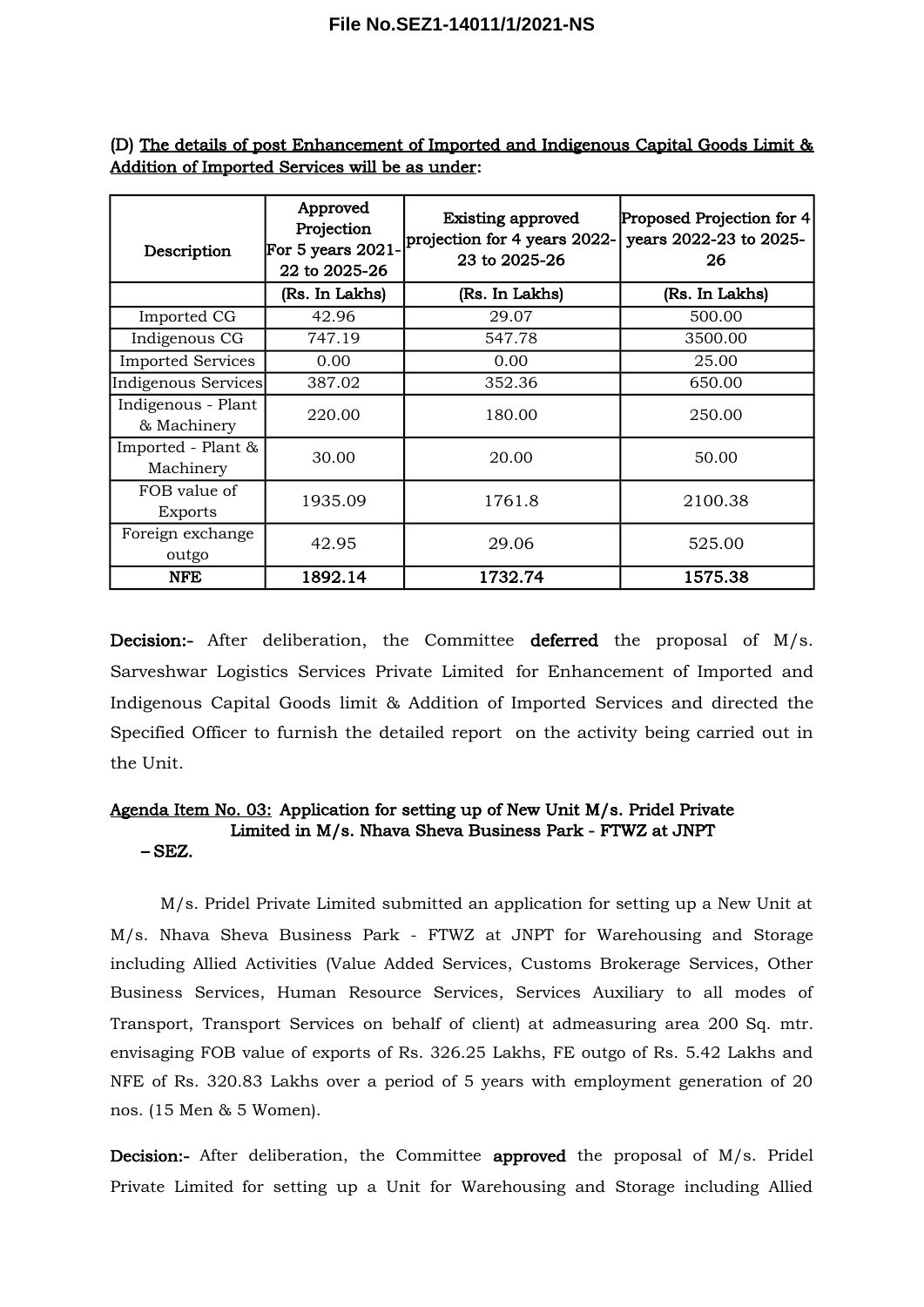(D) <u>The details of post Enhancement of Imported and Indigenous Capital Goods Limit & Addition of Imported Services will be as under</u>:

| Description | Approved Projection For 5 years 2021-22 to 2025-26 | Existing approved projection for 4 years 2022-23 to 2025-26 | Proposed Projection for 4 years 2022-23 to 2025-26 |
|---|---|---|---|
| | (Rs. In Lakhs) | (Rs. In Lakhs) | (Rs. In Lakhs) |
| Imported CG | 42.96 | 29.07 | 500.00 |
| Indigenous CG | 747.19 | 547.78 | 3500.00 |
| Imported Services | 0.00 | 0.00 | 25.00 |
| Indigenous Services | 387.02 | 352.36 | 650.00 |
| Indigenous - Plant & Machinery | 220.00 | 180.00 | 250.00 |
| Imported - Plant & Machinery | 30.00 | 20.00 | 50.00 |
| FOB value of Exports | 1935.09 | 1761.8 | 2100.38 |
| Foreign exchange outgo | 42.95 | 29.06 | 525.00 |
| **NFE** | **1892.14** | **1732.74** | **1575.38** |

**Decision:-** After deliberation, the Committee **deferred** the proposal of M/s. Sarveshwar Logistics Services Private Limited for Enhancement of Imported and Indigenous Capital Goods limit & Addition of Imported Services and directed the Specified Officer to furnish the detailed report on the activity being carried out in the Unit.

**<u>Agenda Item No. 03:</u> Application for setting up of New Unit M/s. Pridel Private Limited in M/s. Nhava Sheva Business Park - FTWZ at JNPT – SEZ.**

M/s. Pridel Private Limited submitted an application for setting up a New Unit at M/s. Nhava Sheva Business Park - FTWZ at JNPT for Warehousing and Storage including Allied Activities (Value Added Services, Customs Brokerage Services, Other Business Services, Human Resource Services, Services Auxiliary to all modes of Transport, Transport Services on behalf of client) at admeasuring area 200 Sq. mtr. envisaging FOB value of exports of Rs. 326.25 Lakhs, FE outgo of Rs. 5.42 Lakhs and NFE of Rs. 320.83 Lakhs over a period of 5 years with employment generation of 20 nos. (15 Men & 5 Women).

**Decision:-** After deliberation, the Committee **approved** the proposal of M/s. Pridel Private Limited for setting up a Unit for Warehousing and Storage including Allied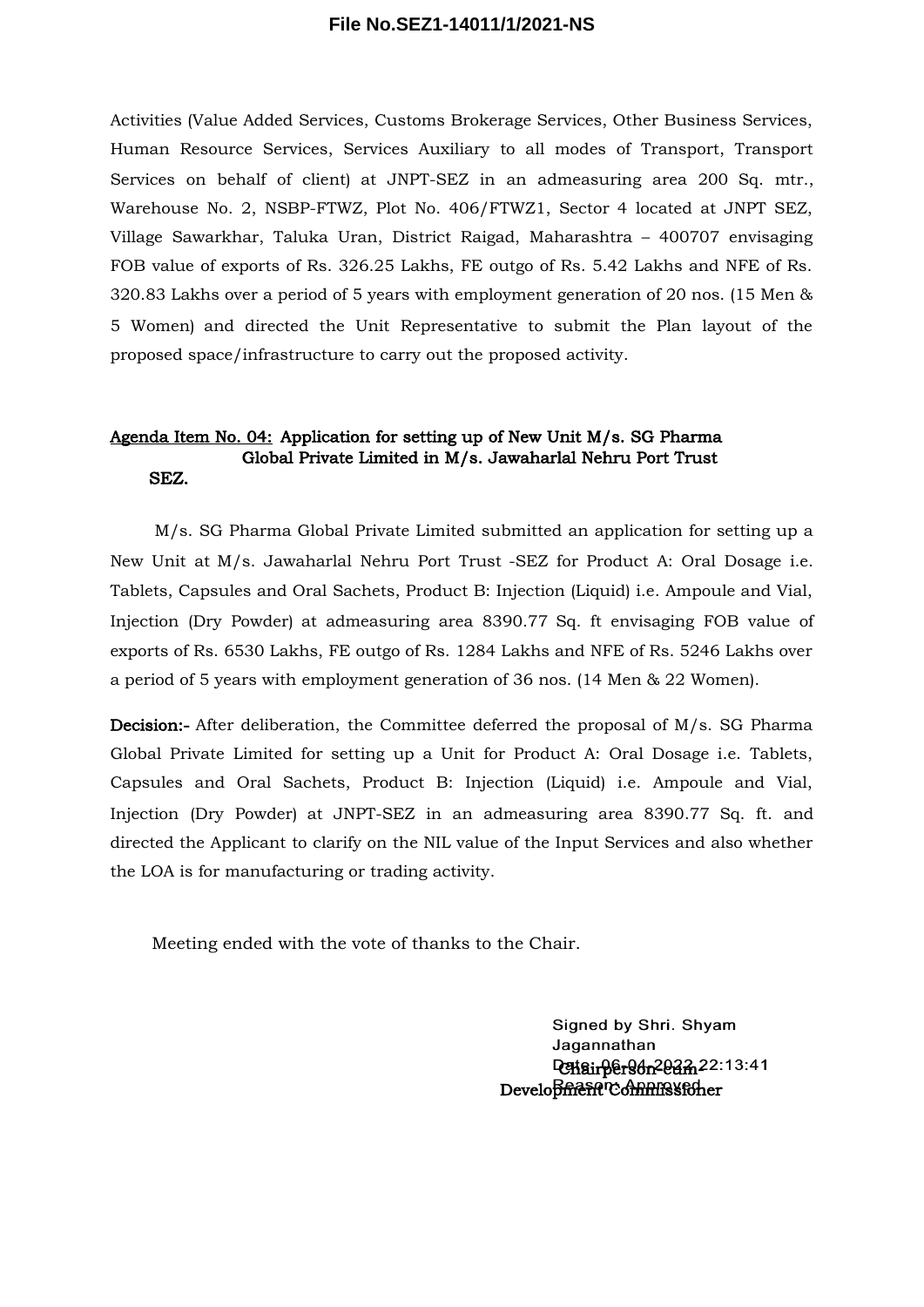Activities (Value Added Services, Customs Brokerage Services, Other Business Services, Human Resource Services, Services Auxiliary to all modes of Transport, Transport Services on behalf of client) at JNPT-SEZ in an admeasuring area 200 Sq. mtr., Warehouse No. 2, NSBP-FTWZ, Plot No. 406/FTWZ1, Sector 4 located at JNPT SEZ, Village Sawarkhar, Taluka Uran, District Raigad, Maharashtra – 400707 envisaging FOB value of exports of Rs. 326.25 Lakhs, FE outgo of Rs. 5.42 Lakhs and NFE of Rs. 320.83 Lakhs over a period of 5 years with employment generation of 20 nos. (15 Men & 5 Women) and directed the Unit Representative to submit the Plan layout of the proposed space/infrastructure to carry out the proposed activity.

**Agenda Item No. 04: Application for setting up of New Unit M/s. SG Pharma Global Private Limited in M/s. Jawaharlal Nehru Port Trust SEZ.**

M/s. SG Pharma Global Private Limited submitted an application for setting up a New Unit at M/s. Jawaharlal Nehru Port Trust -SEZ for Product A: Oral Dosage i.e. Tablets, Capsules and Oral Sachets, Product B: Injection (Liquid) i.e. Ampoule and Vial, Injection (Dry Powder) at admeasuring area 8390.77 Sq. ft envisaging FOB value of exports of Rs. 6530 Lakhs, FE outgo of Rs. 1284 Lakhs and NFE of Rs. 5246 Lakhs over a period of 5 years with employment generation of 36 nos. (14 Men & 22 Women).

**Decision:-** After deliberation, the Committee deferred the proposal of M/s. SG Pharma Global Private Limited for setting up a Unit for Product A: Oral Dosage i.e. Tablets, Capsules and Oral Sachets, Product B: Injection (Liquid) i.e. Ampoule and Vial, Injection (Dry Powder) at JNPT-SEZ in an admeasuring area 8390.77 Sq. ft. and directed the Applicant to clarify on the NIL value of the Input Services and also whether the LOA is for manufacturing or trading activity.

Meeting ended with the vote of thanks to the Chair.

Signed by Shri. Shyam Jagannathan
Date: 06-04-2022 22:13:41
Reason: Approved

Chairperson-cum-
Development Commissioner